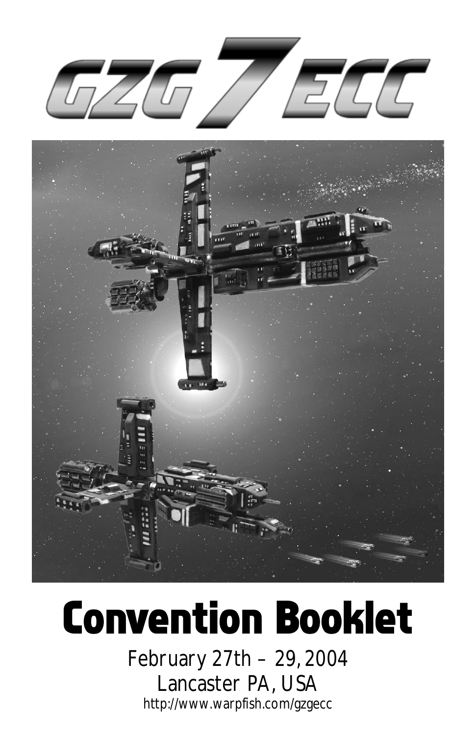# GZG 7 ECC

# Convention Booklet

February 27th – 29, 2004

Lancaster PA, USA

http://www.warpfish.com/gzgecc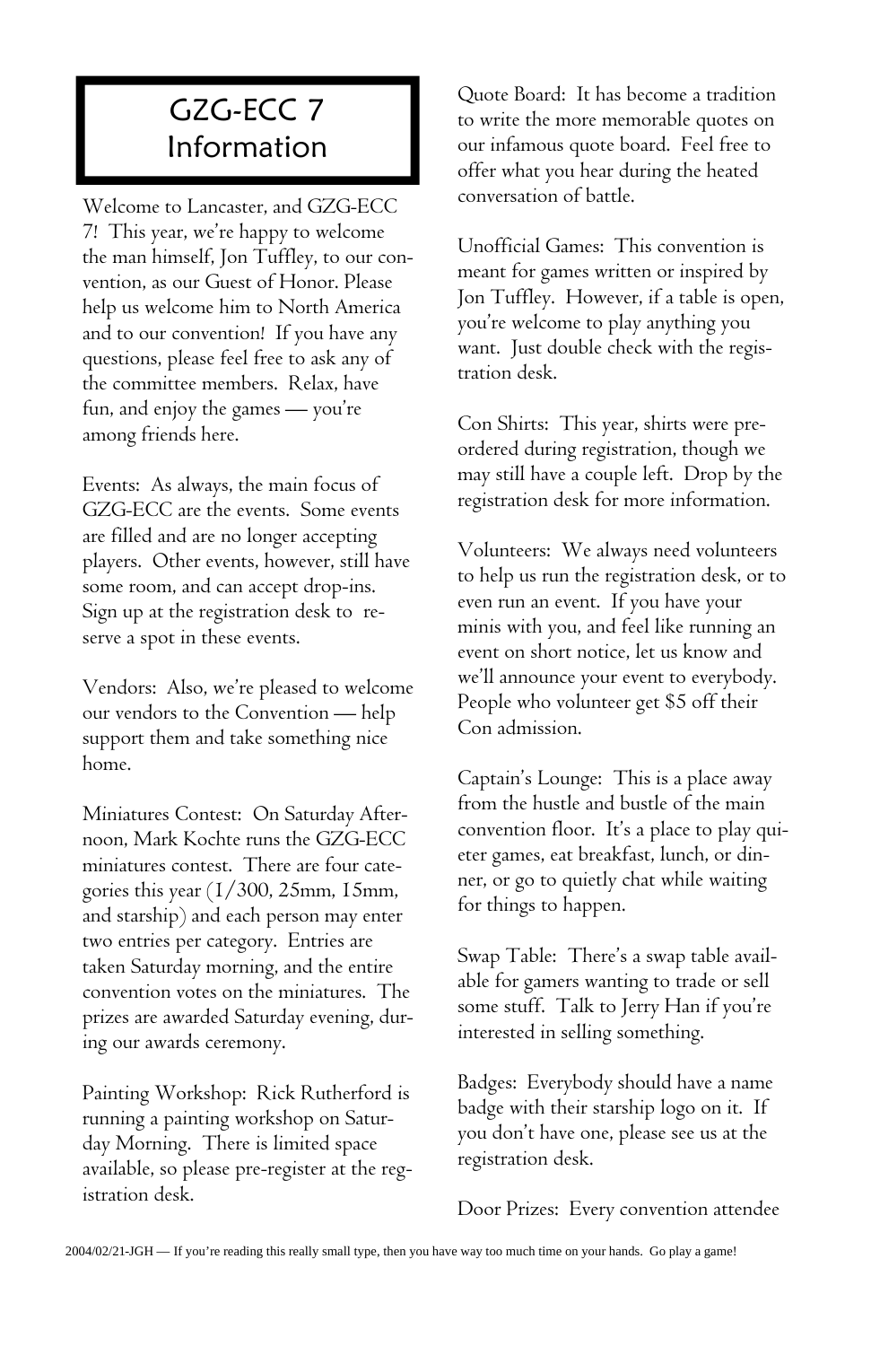# GZG-ECC 7 Information

Welcome to Lancaster, and GZG-ECC 7! This year, we're happy to welcome the man himself, Jon Tuffley, to our convention, as our Guest of Honor. Please help us welcome him to North America and to our convention! If you have any questions, please feel free to ask any of the committee members. Relax, have fun, and enjoy the games — you're among friends here.

Events: As always, the main focus of GZG-ECC are the events. Some events are filled and are no longer accepting players. Other events, however, still have some room, and can accept drop-ins. Sign up at the registration desk to reserve a spot in these events.

Vendors: Also, we're pleased to welcome our vendors to the Convention — help support them and take something nice home.

Miniatures Contest: On Saturday Afternoon, Mark Kochte runs the GZG-ECC miniatures contest. There are four categories this year (1/300, 25mm, 15mm, and starship) and each person may enter two entries per category. Entries are taken Saturday morning, and the entire convention votes on the miniatures. The prizes are awarded Saturday evening, during our awards ceremony.

Painting Workshop: Rick Rutherford is running a painting workshop on Saturday Morning. There is limited space available, so please pre-register at the registration desk.

Quote Board: It has become a tradition to write the more memorable quotes on our infamous quote board. Feel free to offer what you hear during the heated conversation of battle.

Unofficial Games: This convention is meant for games written or inspired by Jon Tuffley. However, if a table is open, you're welcome to play anything you want. Just double check with the registration desk.

Con Shirts: This year, shirts were preordered during registration, though we may still have a couple left. Drop by the registration desk for more information.

Volunteers: We always need volunteers to help us run the registration desk, or to even run an event. If you have your minis with you, and feel like running an event on short notice, let us know and we'll announce your event to everybody. People who volunteer get $5 off their Con admission.

Captain's Lounge: This is a place away from the hustle and bustle of the main convention floor. It's a place to play quieter games, eat breakfast, lunch, or dinner, or go to quietly chat while waiting for things to happen.

Swap Table: There's a swap table available for gamers wanting to trade or sell some stuff. Talk to Jerry Han if you're interested in selling something.

Badges: Everybody should have a name badge with their starship logo on it. If you don't have one, please see us at the registration desk.

Door Prizes: Every convention attendee

2004/02/21-JGH — If you're reading this really small type, then you have way too much time on your hands. Go play a game!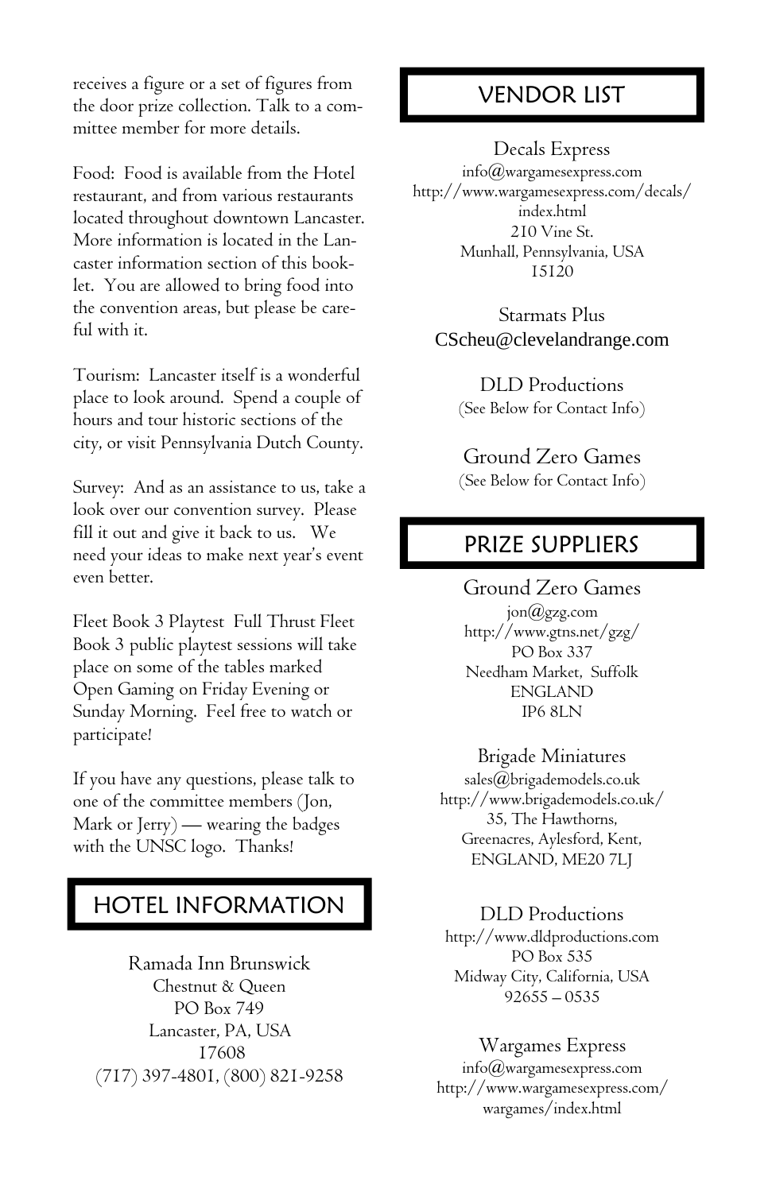receives a figure or a set of figures from the door prize collection. Talk to a committee member for more details.

Food: Food is available from the Hotel restaurant, and from various restaurants located throughout downtown Lancaster. More information is located in the Lancaster information section of this booklet. You are allowed to bring food into the convention areas, but please be careful with it.

Tourism: Lancaster itself is a wonderful place to look around. Spend a couple of hours and tour historic sections of the city, or visit Pennsylvania Dutch County.

Survey: And as an assistance to us, take a look over our convention survey. Please fill it out and give it back to us. We need your ideas to make next year's event even better.

Fleet Book 3 Playtest Full Thrust Fleet Book 3 public playtest sessions will take place on some of the tables marked Open Gaming on Friday Evening or Sunday Morning. Feel free to watch or participate!

If you have any questions, please talk to one of the committee members (Jon, Mark or Jerry) — wearing the badges with the UNSC logo. Thanks!

## HOTEL INFORMATION

Ramada Inn Brunswick
Chestnut & Queen
PO Box 749
Lancaster, PA, USA
17608
(717) 397-4801, (800) 821-9258

## VENDOR LIST

Decals Express
info@wargamesexpress.com
http://www.wargamesexpress.com/decals/index.html
210 Vine St.
Munhall, Pennsylvania, USA
15120

Starmats Plus
CScheu@clevelandrange.com

DLD Productions
(See Below for Contact Info)

Ground Zero Games
(See Below for Contact Info)

## PRIZE SUPPLIERS

Ground Zero Games
jon@gzg.com
http://www.gtns.net/gzg/
PO Box 337
Needham Market, Suffolk
ENGLAND
IP6 8LN

Brigade Miniatures
sales@brigademodels.co.uk
http://www.brigademodels.co.uk/
35, The Hawthorns,
Greenacres, Aylesford, Kent,
ENGLAND, ME20 7LJ

DLD Productions
http://www.dldproductions.com
PO Box 535
Midway City, California, USA
92655 – 0535

Wargames Express
info@wargamesexpress.com
http://www.wargamesexpress.com/wargames/index.html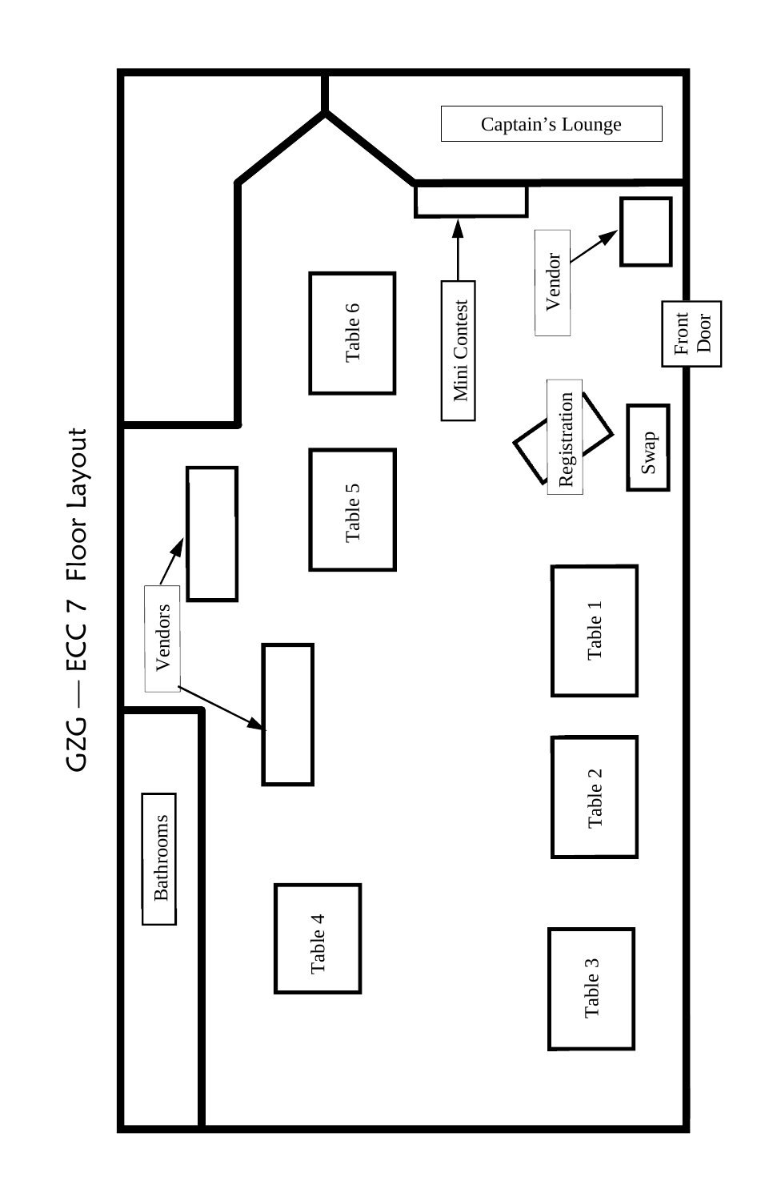# GZG — ECC 7 Floor Layout

Captain's Lounge

Mini Contest

Vendor

Front Door

Table 6

Table 5

Registration

Swap

Vendors

Table 1

Table 2

Table 3

Table 4

Bathrooms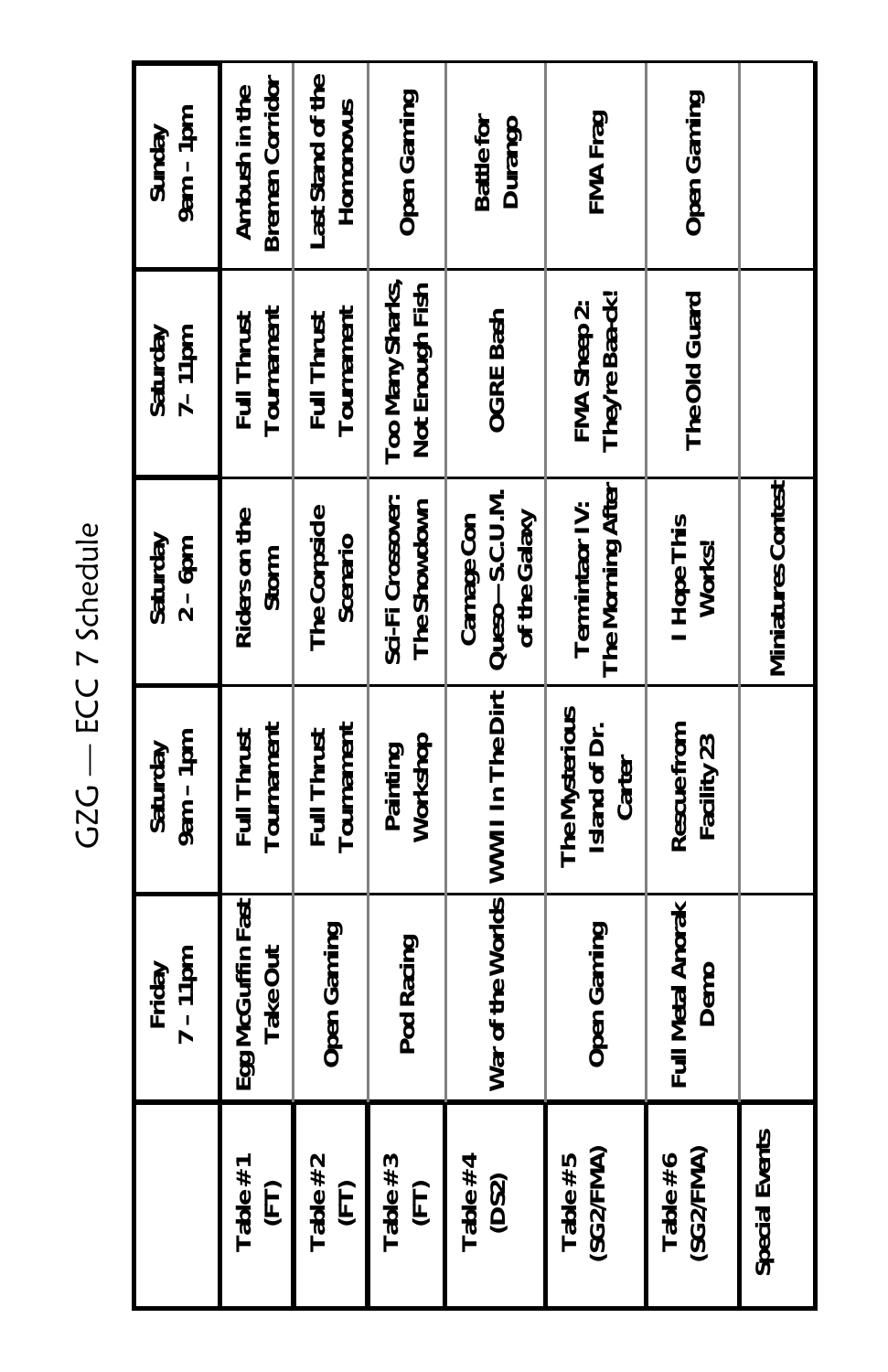# GZG — ECC 7 Schedule

| | Friday 7 – 11pm | Saturday 9am – 1pm | Saturday 2 – 6pm | Saturday 7 – 11pm | Sunday 9am – 1pm |
|---|---|---|---|---|---|
| Table #1 (FT) | Egg McGuffin Fast Take Out | Full Thrust Tournament | Riders on the Storm | Full Thrust Tournament | Ambush in the Bremen Corridor |
| Table #2 (FT) | Open Gaming | Full Thrust Tournament | The Corpside Scenario | Full Thrust Tournament | Last Stand of the Homonovus |
| Table #3 (FT) | Pod Racing | Painting Workshop | Sci-Fi Crossover: The Showdown | Too Many Sharks, Not Enough Fish | Open Gaming |
| Table #4 (DS2) | War of the Worlds | WWII In The Dirt | Carnage Con Queso—S.C.U.M. of the Galaxy | OGRE Bash | Battle for Durango |
| Table #5 (SG2/FMA) | Open Gaming | The Mysterious Island of Dr. Carter | Termintaor IV: The Morning After | FMA Sheep 2: They're Baa-ck! | FMA Frag |
| Table #6 (SG2/FMA) | Full Metal Anorak Demo | Rescue from Facility 23 | I Hope This Works! | The Old Guard | Open Gaming |
| Special Events | | | Miniatures Contest | | |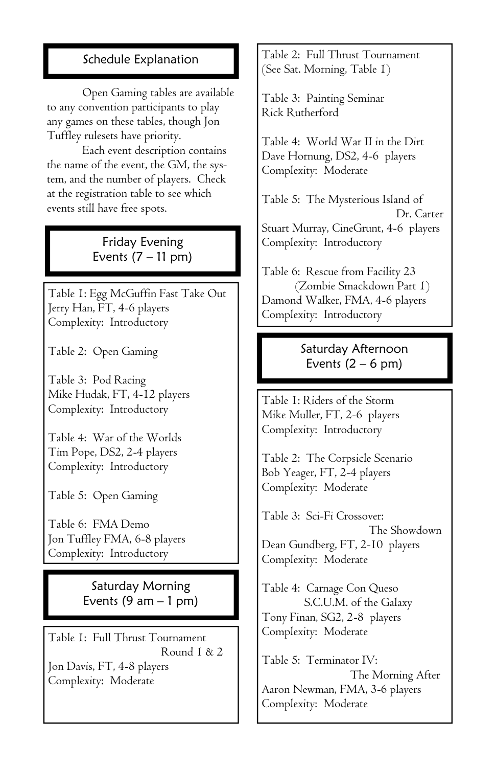## Schedule Explanation

Open Gaming tables are available to any convention participants to play any games on these tables, though Jon Tuffley rulesets have priority.

Each event description contains the name of the event, the GM, the system, and the number of players. Check at the registration table to see which events still have free spots.

## Friday Evening Events (7 – 11 pm)

Table 1: Egg McGuffin Fast Take Out
Jerry Han, FT, 4-6 players
Complexity: Introductory

Table 2: Open Gaming

Table 3: Pod Racing
Mike Hudak, FT, 4-12 players
Complexity: Introductory

Table 4: War of the Worlds
Tim Pope, DS2, 2-4 players
Complexity: Introductory

Table 5: Open Gaming

Table 6: FMA Demo
Jon Tuffley FMA, 6-8 players
Complexity: Introductory

## Saturday Morning Events (9 am – 1 pm)

Table 1: Full Thrust Tournament Round 1 & 2
Jon Davis, FT, 4-8 players
Complexity: Moderate

Table 2: Full Thrust Tournament
(See Sat. Morning, Table 1)

Table 3: Painting Seminar
Rick Rutherford

Table 4: World War II in the Dirt
Dave Hornung, DS2, 4-6 players
Complexity: Moderate

Table 5: The Mysterious Island of Dr. Carter
Stuart Murray, CineGrunt, 4-6 players
Complexity: Introductory

Table 6: Rescue from Facility 23 (Zombie Smackdown Part 1)
Damond Walker, FMA, 4-6 players
Complexity: Introductory

## Saturday Afternoon Events (2 – 6 pm)

Table 1: Riders of the Storm
Mike Muller, FT, 2-6 players
Complexity: Introductory

Table 2: The Corpsicle Scenario
Bob Yeager, FT, 2-4 players
Complexity: Moderate

Table 3: Sci-Fi Crossover: The Showdown
Dean Gundberg, FT, 2-10 players
Complexity: Moderate

Table 4: Carnage Con Queso S.C.U.M. of the Galaxy
Tony Finan, SG2, 2-8 players
Complexity: Moderate

Table 5: Terminator IV: The Morning After
Aaron Newman, FMA, 3-6 players
Complexity: Moderate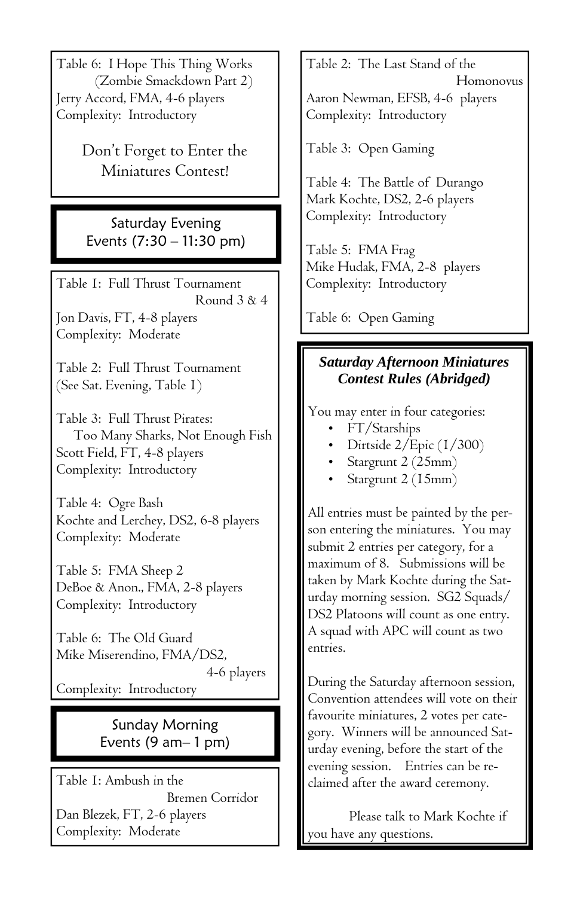Table 6: I Hope This Thing Works (Zombie Smackdown Part 2)
Jerry Accord, FMA, 4-6 players
Complexity: Introductory

Don't Forget to Enter the Miniatures Contest!

## Saturday Evening Events (7:30 – 11:30 pm)

Table 1: Full Thrust Tournament Round 3 & 4
Jon Davis, FT, 4-8 players
Complexity: Moderate

Table 2: Full Thrust Tournament
(See Sat. Evening, Table 1)

Table 3: Full Thrust Pirates:
Too Many Sharks, Not Enough Fish
Scott Field, FT, 4-8 players
Complexity: Introductory

Table 4: Ogre Bash
Kochte and Lerchey, DS2, 6-8 players
Complexity: Moderate

Table 5: FMA Sheep 2
DeBoe & Anon., FMA, 2-8 players
Complexity: Introductory

Table 6: The Old Guard
Mike Miserendino, FMA/DS2, 4-6 players
Complexity: Introductory

## Sunday Morning Events (9 am– 1 pm)

Table 1: Ambush in the Bremen Corridor
Dan Blezek, FT, 2-6 players
Complexity: Moderate

Table 2: The Last Stand of the Homonovus
Aaron Newman, EFSB, 4-6 players
Complexity: Introductory

Table 3: Open Gaming

Table 4: The Battle of Durango
Mark Kochte, DS2, 2-6 players
Complexity: Introductory

Table 5: FMA Frag
Mike Hudak, FMA, 2-8 players
Complexity: Introductory

Table 6: Open Gaming

### *Saturday Afternoon Miniatures Contest Rules (Abridged)*

You may enter in four categories:

- FT/Starships
- Dirtside 2/Epic (1/300)
- Stargrunt 2 (25mm)
- Stargrunt 2 (15mm)

All entries must be painted by the person entering the miniatures. You may submit 2 entries per category, for a maximum of 8. Submissions will be taken by Mark Kochte during the Saturday morning session. SG2 Squads/DS2 Platoons will count as one entry. A squad with APC will count as two entries.

During the Saturday afternoon session, Convention attendees will vote on their favourite miniatures, 2 votes per category. Winners will be announced Saturday evening, before the start of the evening session. Entries can be reclaimed after the award ceremony.

Please talk to Mark Kochte if you have any questions.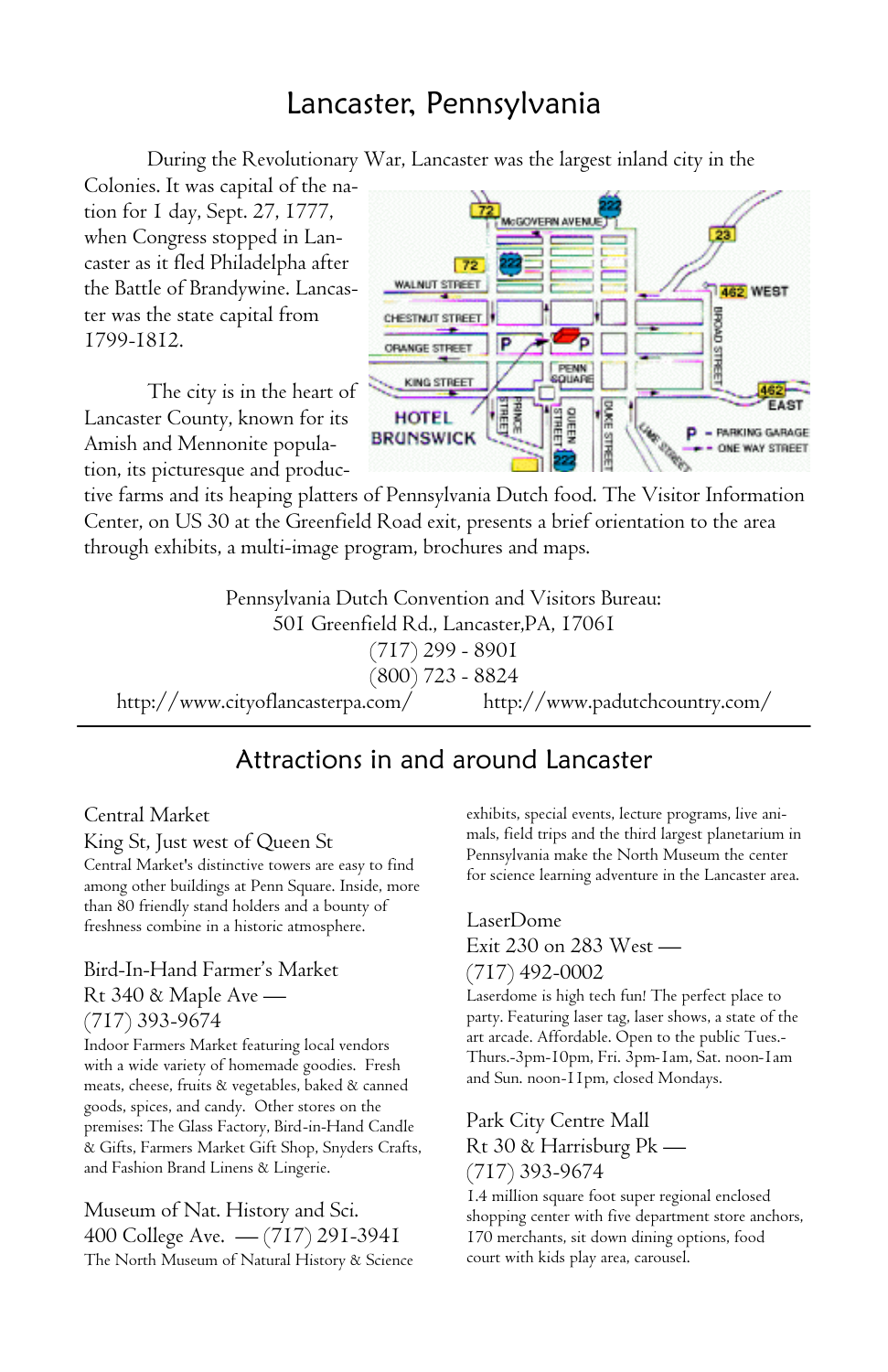# Lancaster, Pennsylvania

During the Revolutionary War, Lancaster was the largest inland city in the Colonies. It was capital of the nation for 1 day, Sept. 27, 1777, when Congress stopped in Lancaster as it fled Philadelphia after the Battle of Brandywine. Lancaster was the state capital from 1799-1812.

The city is in the heart of Lancaster County, known for its Amish and Mennonite population, its picturesque and productive farms and its heaping platters of Pennsylvania Dutch food. The Visitor Information Center, on US 30 at the Greenfield Road exit, presents a brief orientation to the area through exhibits, a multi-image program, brochures and maps.

Pennsylvania Dutch Convention and Visitors Bureau:
501 Greenfield Rd., Lancaster,PA, 17061
(717) 299 - 8901
(800) 723 - 8824

http://www.cityoflancasterpa.com/ http://www.padutchcountry.com/

---

## Attractions in and around Lancaster

### Central Market
King St, Just west of Queen St

Central Market's distinctive towers are easy to find among other buildings at Penn Square. Inside, more than 80 friendly stand holders and a bounty of freshness combine in a historic atmosphere.

### Bird-In-Hand Farmer's Market
Rt 340 & Maple Ave — (717) 393-9674

Indoor Farmers Market featuring local vendors with a wide variety of homemade goodies. Fresh meats, cheese, fruits & vegetables, baked & canned goods, spices, and candy. Other stores on the premises: The Glass Factory, Bird-in-Hand Candle & Gifts, Farmers Market Gift Shop, Snyders Crafts, and Fashion Brand Linens & Lingerie.

### Museum of Nat. History and Sci.
400 College Ave. — (717) 291-3941

The North Museum of Natural History & Science exhibits, special events, lecture programs, live animals, field trips and the third largest planetarium in Pennsylvania make the North Museum the center for science learning adventure in the Lancaster area.

### LaserDome
Exit 230 on 283 West — (717) 492-0002

Laserdome is high tech fun! The perfect place to party. Featuring laser tag, laser shows, a state of the art arcade. Affordable. Open to the public Tues.-Thurs.-3pm-10pm, Fri. 3pm-1am, Sat. noon-1am and Sun. noon-11pm, closed Mondays.

### Park City Centre Mall
Rt 30 & Harrisburg Pk — (717) 393-9674

1.4 million square foot super regional enclosed shopping center with five department store anchors, 170 merchants, sit down dining options, food court with kids play area, carousel.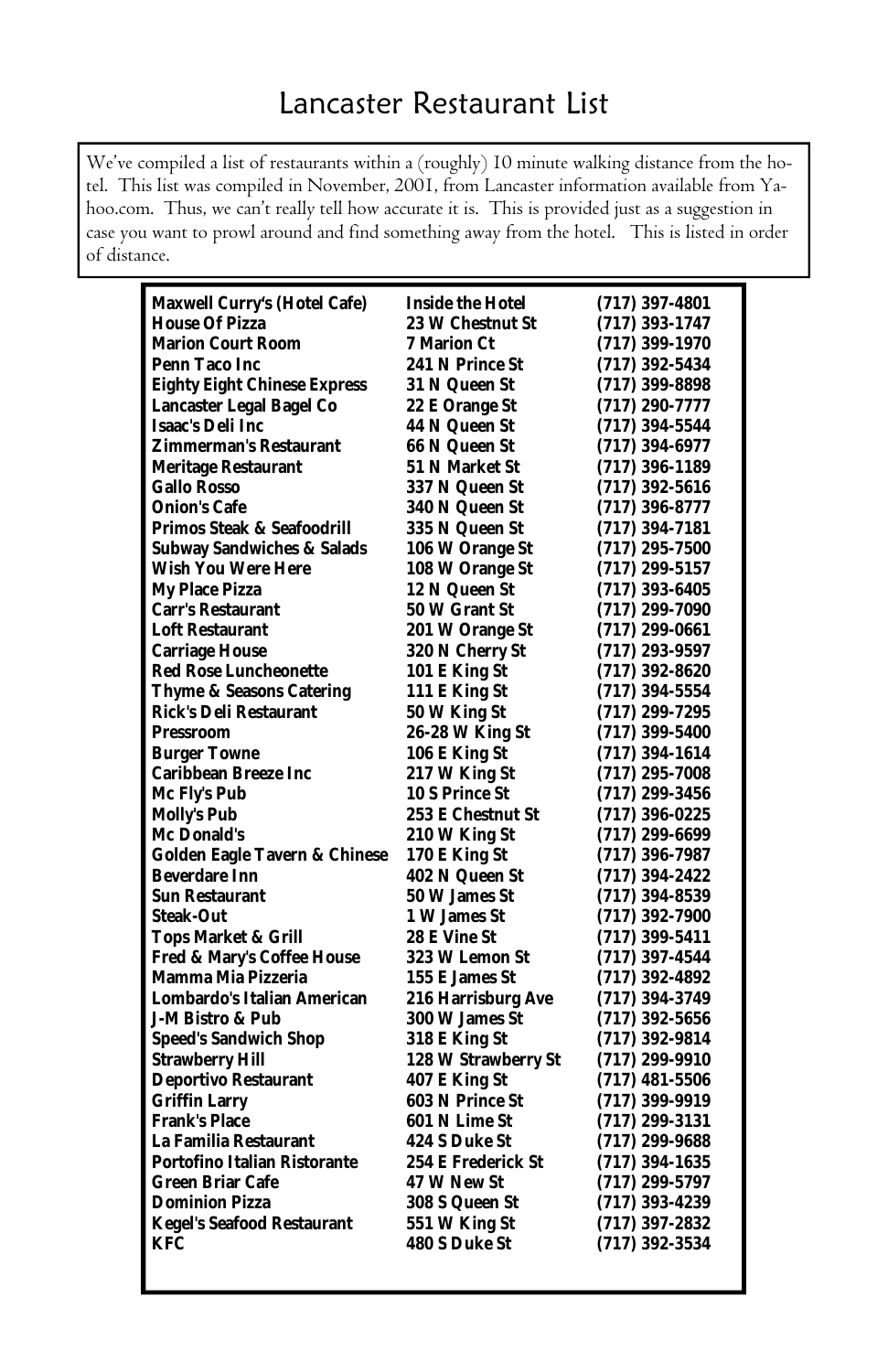# Lancaster Restaurant List

We've compiled a list of restaurants within a (roughly) 10 minute walking distance from the hotel. This list was compiled in November, 2001, from Lancaster information available from Yahoo.com. Thus, we can't really tell how accurate it is. This is provided just as a suggestion in case you want to prowl around and find something away from the hotel. This is listed in order of distance.

| Restaurant | Address | Phone |
|---|---|---|
| **Maxwell Curry's (Hotel Cafe)** | **Inside the Hotel** | **(717) 397-4801** |
| **House Of Pizza** | **23 W Chestnut St** | **(717) 393-1747** |
| **Marion Court Room** | **7 Marion Ct** | **(717) 399-1970** |
| **Penn Taco Inc** | **241 N Prince St** | **(717) 392-5434** |
| **Eighty Eight Chinese Express** | **31 N Queen St** | **(717) 399-8898** |
| **Lancaster Legal Bagel Co** | **22 E Orange St** | **(717) 290-7777** |
| **Isaac's Deli Inc** | **44 N Queen St** | **(717) 394-5544** |
| **Zimmerman's Restaurant** | **66 N Queen St** | **(717) 394-6977** |
| **Meritage Restaurant** | **51 N Market St** | **(717) 396-1189** |
| **Gallo Rosso** | **337 N Queen St** | **(717) 392-5616** |
| **Onion's Cafe** | **340 N Queen St** | **(717) 396-8777** |
| **Primos Steak & Seafoodrill** | **335 N Queen St** | **(717) 394-7181** |
| **Subway Sandwiches & Salads** | **106 W Orange St** | **(717) 295-7500** |
| **Wish You Were Here** | **108 W Orange St** | **(717) 299-5157** |
| **My Place Pizza** | **12 N Queen St** | **(717) 393-6405** |
| **Carr's Restaurant** | **50 W Grant St** | **(717) 299-7090** |
| **Loft Restaurant** | **201 W Orange St** | **(717) 299-0661** |
| **Carriage House** | **320 N Cherry St** | **(717) 293-9597** |
| **Red Rose Luncheonette** | **101 E King St** | **(717) 392-8620** |
| **Thyme & Seasons Catering** | **111 E King St** | **(717) 394-5554** |
| **Rick's Deli Restaurant** | **50 W King St** | **(717) 299-7295** |
| **Pressroom** | **26-28 W King St** | **(717) 399-5400** |
| **Burger Towne** | **106 E King St** | **(717) 394-1614** |
| **Caribbean Breeze Inc** | **217 W King St** | **(717) 295-7008** |
| **Mc Fly's Pub** | **10 S Prince St** | **(717) 299-3456** |
| **Molly's Pub** | **253 E Chestnut St** | **(717) 396-0225** |
| **Mc Donald's** | **210 W King St** | **(717) 299-6699** |
| **Golden Eagle Tavern & Chinese** | **170 E King St** | **(717) 396-7987** |
| **Beverdare Inn** | **402 N Queen St** | **(717) 394-2422** |
| **Sun Restaurant** | **50 W James St** | **(717) 394-8539** |
| **Steak-Out** | **1 W James St** | **(717) 392-7900** |
| **Tops Market & Grill** | **28 E Vine St** | **(717) 399-5411** |
| **Fred & Mary's Coffee House** | **323 W Lemon St** | **(717) 397-4544** |
| **Mamma Mia Pizzeria** | **155 E James St** | **(717) 392-4892** |
| **Lombardo's Italian American** | **216 Harrisburg Ave** | **(717) 394-3749** |
| **J-M Bistro & Pub** | **300 W James St** | **(717) 392-5656** |
| **Speed's Sandwich Shop** | **318 E King St** | **(717) 392-9814** |
| **Strawberry Hill** | **128 W Strawberry St** | **(717) 299-9910** |
| **Deportivo Restaurant** | **407 E King St** | **(717) 481-5506** |
| **Griffin Larry** | **603 N Prince St** | **(717) 399-9919** |
| **Frank's Place** | **601 N Lime St** | **(717) 299-3131** |
| **La Familia Restaurant** | **424 S Duke St** | **(717) 299-9688** |
| **Portofino Italian Ristorante** | **254 E Frederick St** | **(717) 394-1635** |
| **Green Briar Cafe** | **47 W New St** | **(717) 299-5797** |
| **Dominion Pizza** | **308 S Queen St** | **(717) 393-4239** |
| **Kegel's Seafood Restaurant** | **551 W King St** | **(717) 397-2832** |
| **KFC** | **480 S Duke St** | **(717) 392-3534** |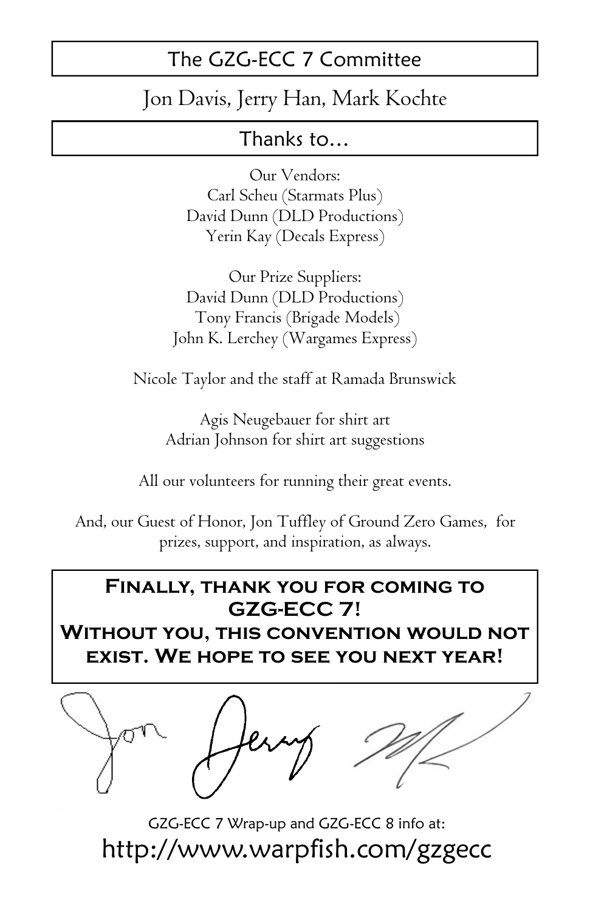## The GZG-ECC 7 Committee

Jon Davis, Jerry Han, Mark Kochte

## Thanks to…

Our Vendors:
Carl Scheu (Starmats Plus)
David Dunn (DLD Productions)
Yerin Kay (Decals Express)

Our Prize Suppliers:
David Dunn (DLD Productions)
Tony Francis (Brigade Models)
John K. Lerchey (Wargames Express)

Nicole Taylor and the staff at Ramada Brunswick

Agis Neugebauer for shirt art
Adrian Johnson for shirt art suggestions

All our volunteers for running their great events.

And, our Guest of Honor, Jon Tuffley of Ground Zero Games, for prizes, support, and inspiration, as always.

**FINALLY, THANK YOU FOR COMING TO GZG-ECC 7!**
**WITHOUT YOU, THIS CONVENTION WOULD NOT EXIST. WE HOPE TO SEE YOU NEXT YEAR!**

Jon Jerry MK

GZG-ECC 7 Wrap-up and GZG-ECC 8 info at:
http://www.warpfish.com/gzgecc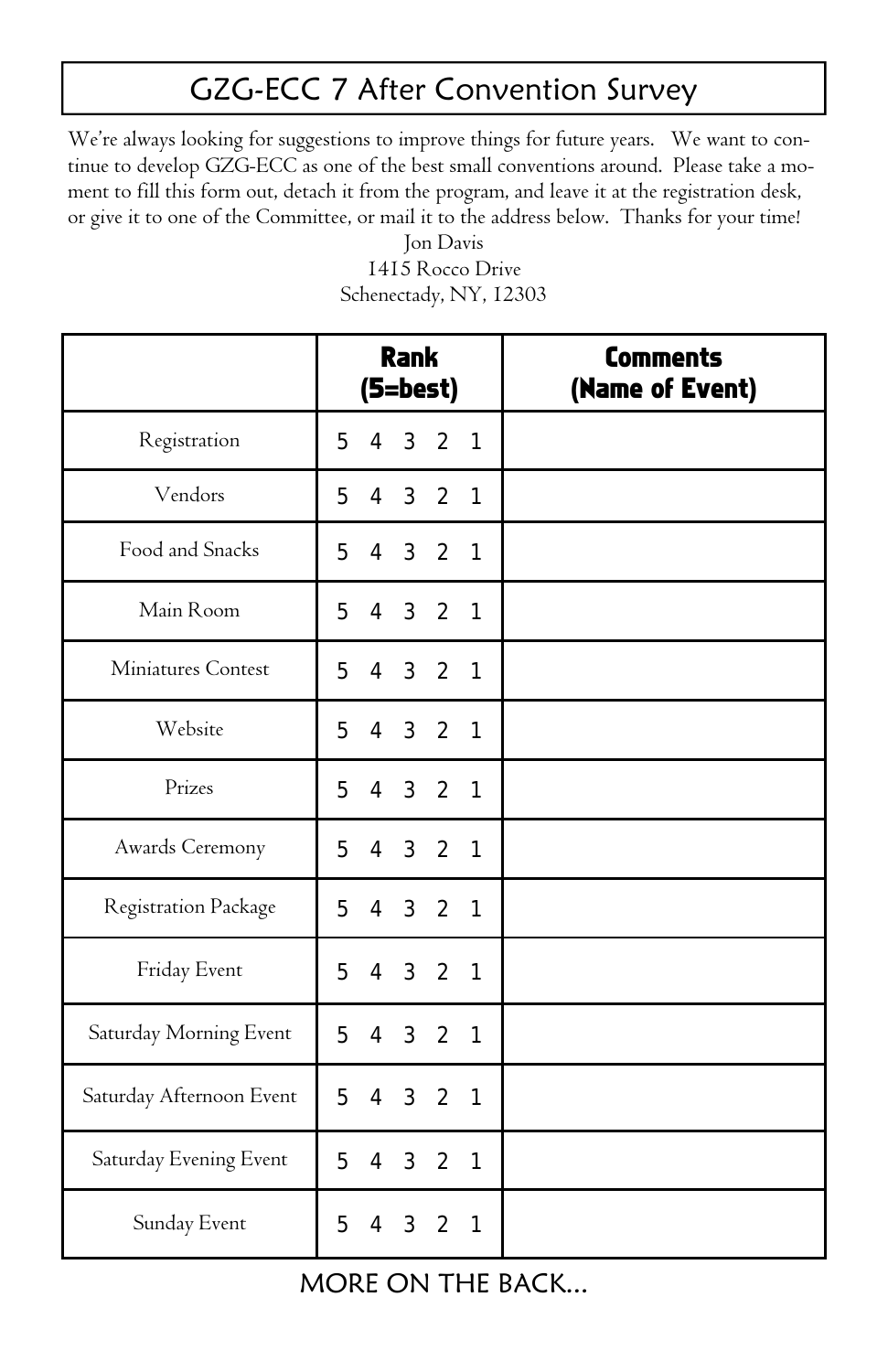# GZG-ECC 7 After Convention Survey

We're always looking for suggestions to improve things for future years. We want to continue to develop GZG-ECC as one of the best small conventions around. Please take a moment to fill this form out, detach it from the program, and leave it at the registration desk, or give it to one of the Committee, or mail it to the address below. Thanks for your time!

Jon Davis
1415 Rocco Drive
Schenectady, NY, 12303

| | **Rank (5=best)** | **Comments (Name of Event)** |
|---|---|---|
| Registration | 5 4 3 2 1 | |
| Vendors | 5 4 3 2 1 | |
| Food and Snacks | 5 4 3 2 1 | |
| Main Room | 5 4 3 2 1 | |
| Miniatures Contest | 5 4 3 2 1 | |
| Website | 5 4 3 2 1 | |
| Prizes | 5 4 3 2 1 | |
| Awards Ceremony | 5 4 3 2 1 | |
| Registration Package | 5 4 3 2 1 | |
| Friday Event | 5 4 3 2 1 | |
| Saturday Morning Event | 5 4 3 2 1 | |
| Saturday Afternoon Event | 5 4 3 2 1 | |
| Saturday Evening Event | 5 4 3 2 1 | |
| Sunday Event | 5 4 3 2 1 | |

MORE ON THE BACK...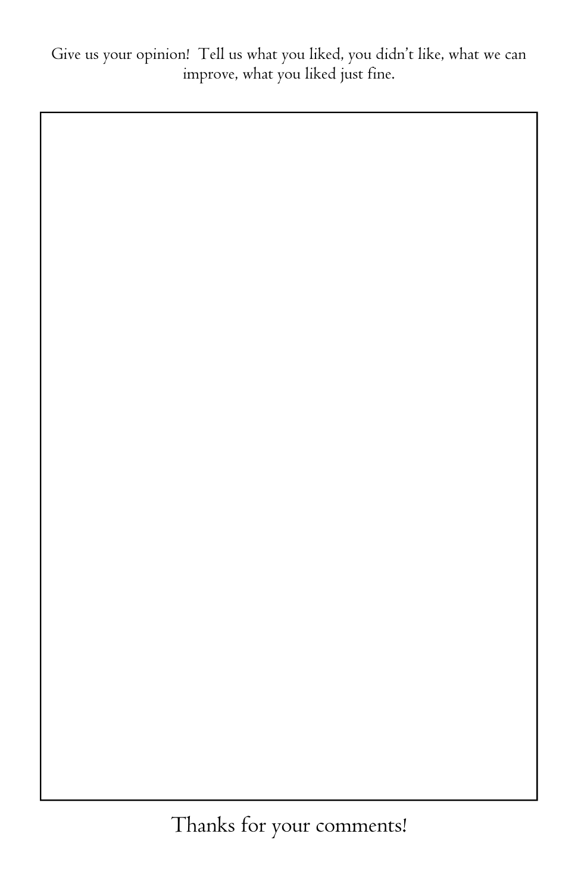Give us your opinion! Tell us what you liked, you didn't like, what we can improve, what you liked just fine.

Thanks for your comments!